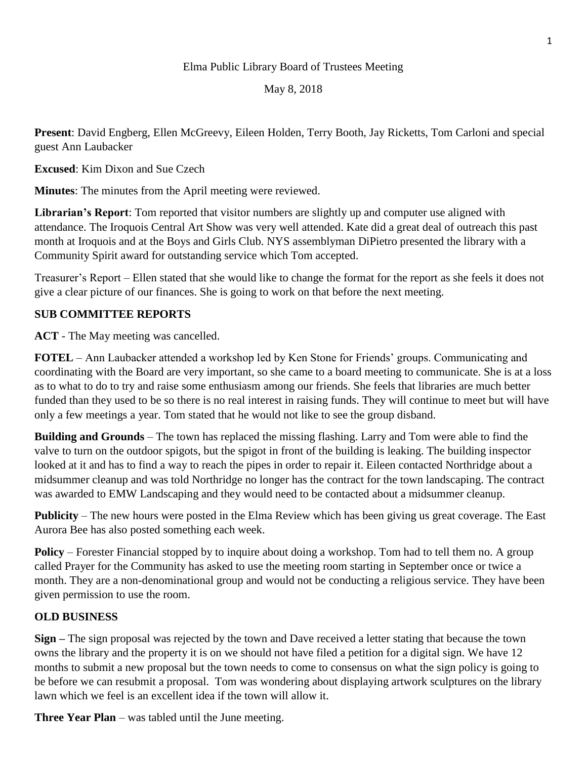Elma Public Library Board of Trustees Meeting

May 8, 2018

**Present**: David Engberg, Ellen McGreevy, Eileen Holden, Terry Booth, Jay Ricketts, Tom Carloni and special guest Ann Laubacker

**Excused**: Kim Dixon and Sue Czech

**Minutes**: The minutes from the April meeting were reviewed.

**Librarian's Report**: Tom reported that visitor numbers are slightly up and computer use aligned with attendance. The Iroquois Central Art Show was very well attended. Kate did a great deal of outreach this past month at Iroquois and at the Boys and Girls Club. NYS assemblyman DiPietro presented the library with a Community Spirit award for outstanding service which Tom accepted.

Treasurer's Report – Ellen stated that she would like to change the format for the report as she feels it does not give a clear picture of our finances. She is going to work on that before the next meeting.

## SUB COMMITTEE REPORTS

**ACT** - The May meeting was cancelled.

**FOTEL** – Ann Laubacker attended a workshop led by Ken Stone for Friends' groups. Communicating and coordinating with the Board are very important, so she came to a board meeting to communicate. She is at a loss as to what to do to try and raise some enthusiasm among our friends. She feels that libraries are much better funded than they used to be so there is no real interest in raising funds. They will continue to meet but will have only a few meetings a year. Tom stated that he would not like to see the group disband.

**Building and Grounds** – The town has replaced the missing flashing. Larry and Tom were able to find the valve to turn on the outdoor spigots, but the spigot in front of the building is leaking. The building inspector looked at it and has to find a way to reach the pipes in order to repair it. Eileen contacted Northridge about a midsummer cleanup and was told Northridge no longer has the contract for the town landscaping. The contract was awarded to EMW Landscaping and they would need to be contacted about a midsummer cleanup.

**Publicity** – The new hours were posted in the Elma Review which has been giving us great coverage. The East Aurora Bee has also posted something each week.

**Policy** – Forester Financial stopped by to inquire about doing a workshop. Tom had to tell them no. A group called Prayer for the Community has asked to use the meeting room starting in September once or twice a month. They are a non-denominational group and would not be conducting a religious service. They have been given permission to use the room.

## OLD BUSINESS

**Sign –** The sign proposal was rejected by the town and Dave received a letter stating that because the town owns the library and the property it is on we should not have filed a petition for a digital sign. We have 12 months to submit a new proposal but the town needs to come to consensus on what the sign policy is going to be before we can resubmit a proposal. Tom was wondering about displaying artwork sculptures on the library lawn which we feel is an excellent idea if the town will allow it.

**Three Year Plan** – was tabled until the June meeting.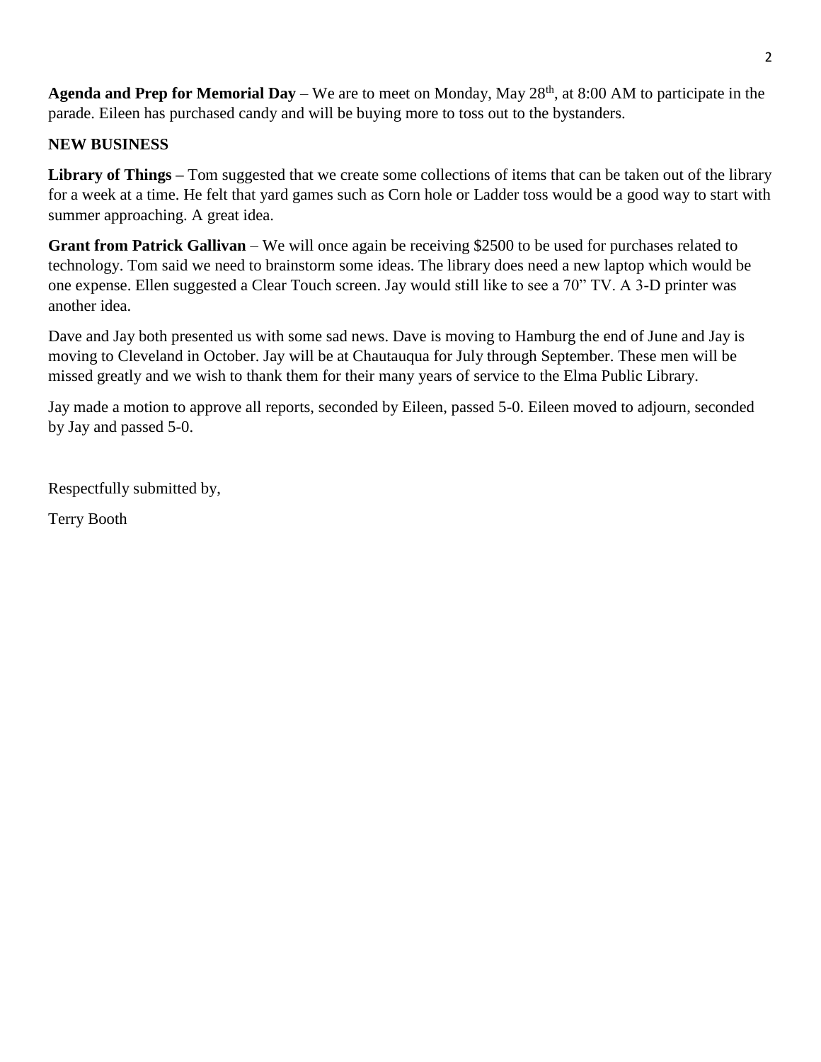**Agenda and Prep for Memorial Day** – We are to meet on Monday, May 28th, at 8:00 AM to participate in the parade. Eileen has purchased candy and will be buying more to toss out to the bystanders.

**NEW BUSINESS**

**Library of Things –** Tom suggested that we create some collections of items that can be taken out of the library for a week at a time. He felt that yard games such as Corn hole or Ladder toss would be a good way to start with summer approaching. A great idea.

**Grant from Patrick Gallivan** – We will once again be receiving $2500 to be used for purchases related to technology. Tom said we need to brainstorm some ideas. The library does need a new laptop which would be one expense. Ellen suggested a Clear Touch screen. Jay would still like to see a 70" TV. A 3-D printer was another idea.

Dave and Jay both presented us with some sad news. Dave is moving to Hamburg the end of June and Jay is moving to Cleveland in October. Jay will be at Chautauqua for July through September. These men will be missed greatly and we wish to thank them for their many years of service to the Elma Public Library.

Jay made a motion to approve all reports, seconded by Eileen, passed 5-0. Eileen moved to adjourn, seconded by Jay and passed 5-0.

Respectfully submitted by,

Terry Booth